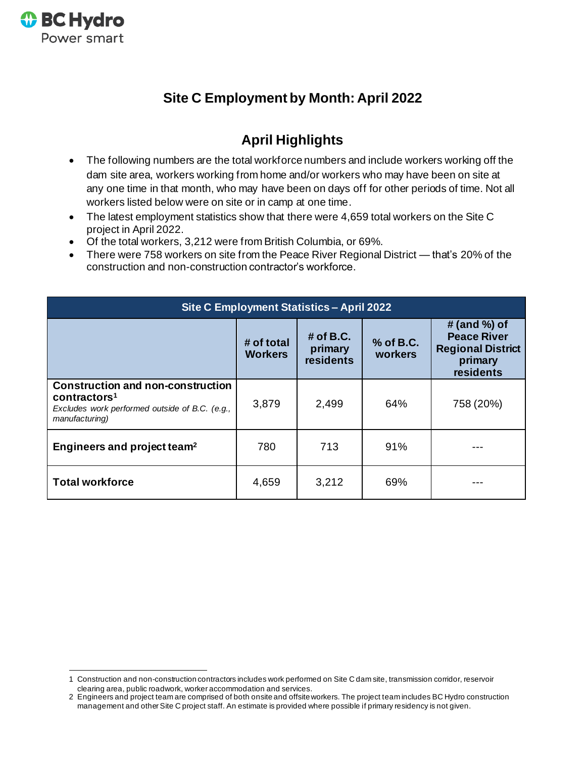# Site C Employment by Month: April 2022

## April Highlights

- The following numbers are the total workforce numbers and include workers working off the dam site area, workers working from home and/or workers who may have been on site at any one time in that month, who may have been on days off for other periods of time. Not all workers listed below were on site or in camp at one time.
- The latest employment statistics show that there were 4,659 total workers on the Site C project in April 2022.
- Of the total workers, 3,212 were from British Columbia, or 69%.
- There were 758 workers on site from the Peace River Regional District — that's 20% of the construction and non-construction contractor's workforce.

| Site C Employment Statistics – April 2022 | | | | |
|---|---|---|---|---|
| | # of total Workers | # of B.C. primary residents | % of B.C. workers | # (and %) of Peace River Regional District primary residents |
| **Construction and non-construction contractors**[1] *Excludes work performed outside of B.C. (e.g., manufacturing)* | 3,879 | 2,499 | 64% | 758 (20%) |
| **Engineers and project team**[2] | 780 | 713 | 91% | --- |
| **Total workforce** | 4,659 | 3,212 | 69% | --- |

1 Construction and non-construction contractors includes work performed on Site C dam site, transmission corridor, reservoir clearing area, public roadwork, worker accommodation and services.

2 Engineers and project team are comprised of both onsite and offsite workers. The project team includes BC Hydro construction management and other Site C project staff. An estimate is provided where possible if primary residency is not given.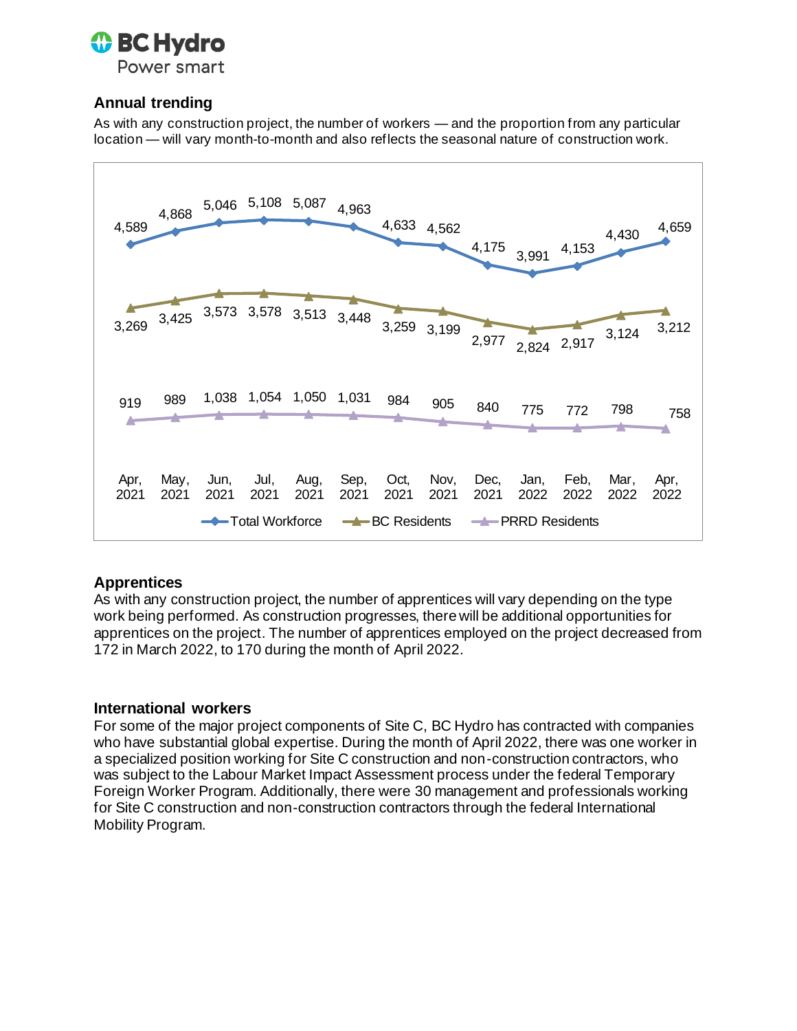## Annual trending

As with any construction project, the number of workers — and the proportion from any particular location — will vary month-to-month and also reflects the seasonal nature of construction work.

| | Apr, 2021 | May, 2021 | Jun, 2021 | Jul, 2021 | Aug, 2021 | Sep, 2021 | Oct, 2021 | Nov, 2021 | Dec, 2021 | Jan, 2022 | Feb, 2022 | Mar, 2022 | Apr, 2022 |
|---|---|---|---|---|---|---|---|---|---|---|---|---|---|
| Total Workforce | 4,589 | 4,868 | 5,046 | 5,108 | 5,087 | 4,963 | 4,633 | 4,562 | 4,175 | 3,991 | 4,153 | 4,430 | 4,659 |
| BC Residents | 3,269 | 3,425 | 3,573 | 3,578 | 3,513 | 3,448 | 3,259 | 3,199 | 2,977 | 2,824 | 2,917 | 3,124 | 3,212 |
| PRRD Residents | 919 | 989 | 1,038 | 1,054 | 1,050 | 1,031 | 984 | 905 | 840 | 775 | 772 | 798 | 758 |

## Apprentices

As with any construction project, the number of apprentices will vary depending on the type work being performed. As construction progresses, there will be additional opportunities for apprentices on the project. The number of apprentices employed on the project decreased from 172 in March 2022, to 170 during the month of April 2022.

## International workers

For some of the major project components of Site C, BC Hydro has contracted with companies who have substantial global expertise. During the month of April 2022, there was one worker in a specialized position working for Site C construction and non-construction contractors, who was subject to the Labour Market Impact Assessment process under the federal Temporary Foreign Worker Program. Additionally, there were 30 management and professionals working for Site C construction and non-construction contractors through the federal International Mobility Program.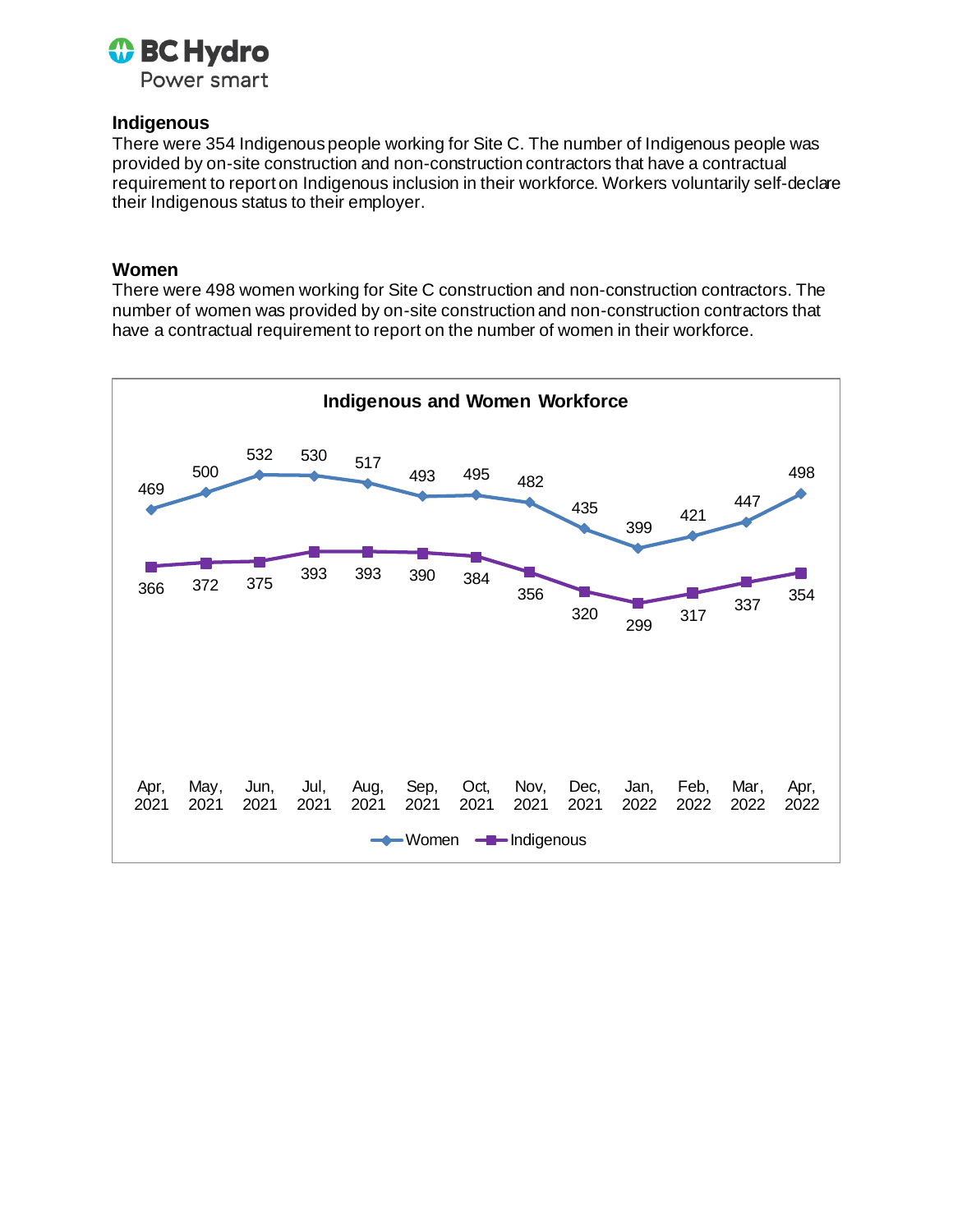## Indigenous

There were 354 Indigenous people working for Site C. The number of Indigenous people was provided by on-site construction and non-construction contractors that have a contractual requirement to report on Indigenous inclusion in their workforce. Workers voluntarily self-declare their Indigenous status to their employer.

## Women

There were 498 women working for Site C construction and non-construction contractors. The number of women was provided by on-site construction and non-construction contractors that have a contractual requirement to report on the number of women in their workforce.

**Indigenous and Women Workforce**

| | Apr, 2021 | May, 2021 | Jun, 2021 | Jul, 2021 | Aug, 2021 | Sep, 2021 | Oct, 2021 | Nov, 2021 | Dec, 2021 | Jan, 2022 | Feb, 2022 | Mar, 2022 | Apr, 2022 |
|---|---|---|---|---|---|---|---|---|---|---|---|---|---|
| Women | 469 | 500 | 532 | 530 | 517 | 493 | 495 | 482 | 435 | 399 | 421 | 447 | 498 |
| Indigenous | 366 | 372 | 375 | 393 | 393 | 390 | 384 | 356 | 320 | 299 | 317 | 337 | 354 |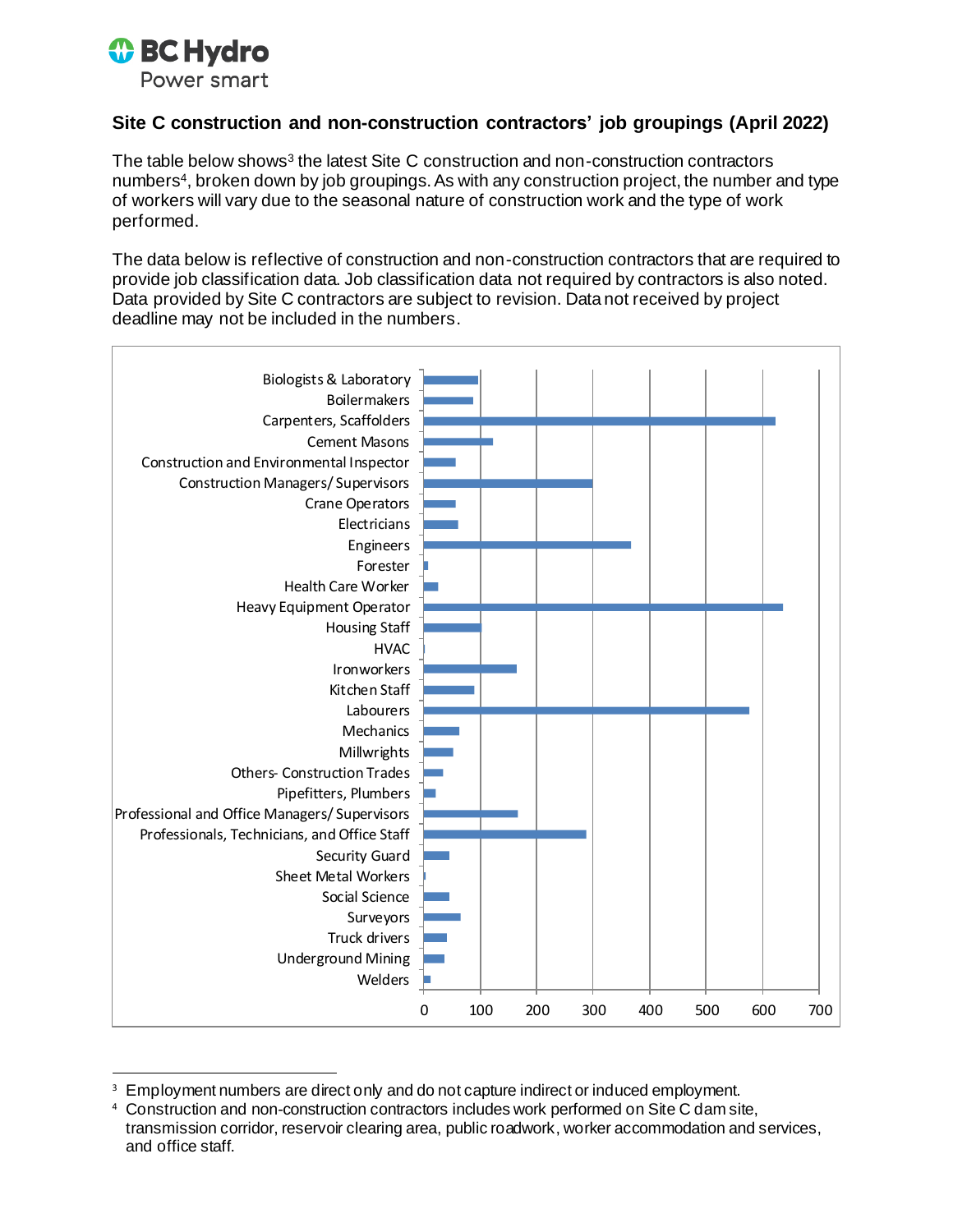BC Hydro
Power smart

## Site C construction and non-construction contractors' job groupings (April 2022)

The table below shows[3] the latest Site C construction and non-construction contractors numbers[4], broken down by job groupings. As with any construction project, the number and type of workers will vary due to the seasonal nature of construction work and the type of work performed.

The data below is reflective of construction and non-construction contractors that are required to provide job classification data. Job classification data not required by contractors is also noted. Data provided by Site C contractors are subject to revision. Data not received by project deadline may not be included in the numbers.

Biologists & Laboratory
Boilermakers
Carpenters, Scaffolders
Cement Masons
Construction and Environmental Inspector
Construction Managers/ Supervisors
Crane Operators
Electricians
Engineers
Forester
Health Care Worker
Heavy Equipment Operator
Housing Staff
HVAC
Ironworkers
Kitchen Staff
Labourers
Mechanics
Millwrights
Others- Construction Trades
Pipefitters, Plumbers
Professional and Office Managers/ Supervisors
Professionals, Technicians, and Office Staff
Security Guard
Sheet Metal Workers
Social Science
Surveyors
Truck drivers
Underground Mining
Welders

0 100 200 300 400 500 600 700

---

[3] Employment numbers are direct only and do not capture indirect or induced employment.

[4] Construction and non-construction contractors includes work performed on Site C dam site, transmission corridor, reservoir clearing area, public roadwork, worker accommodation and services, and office staff.